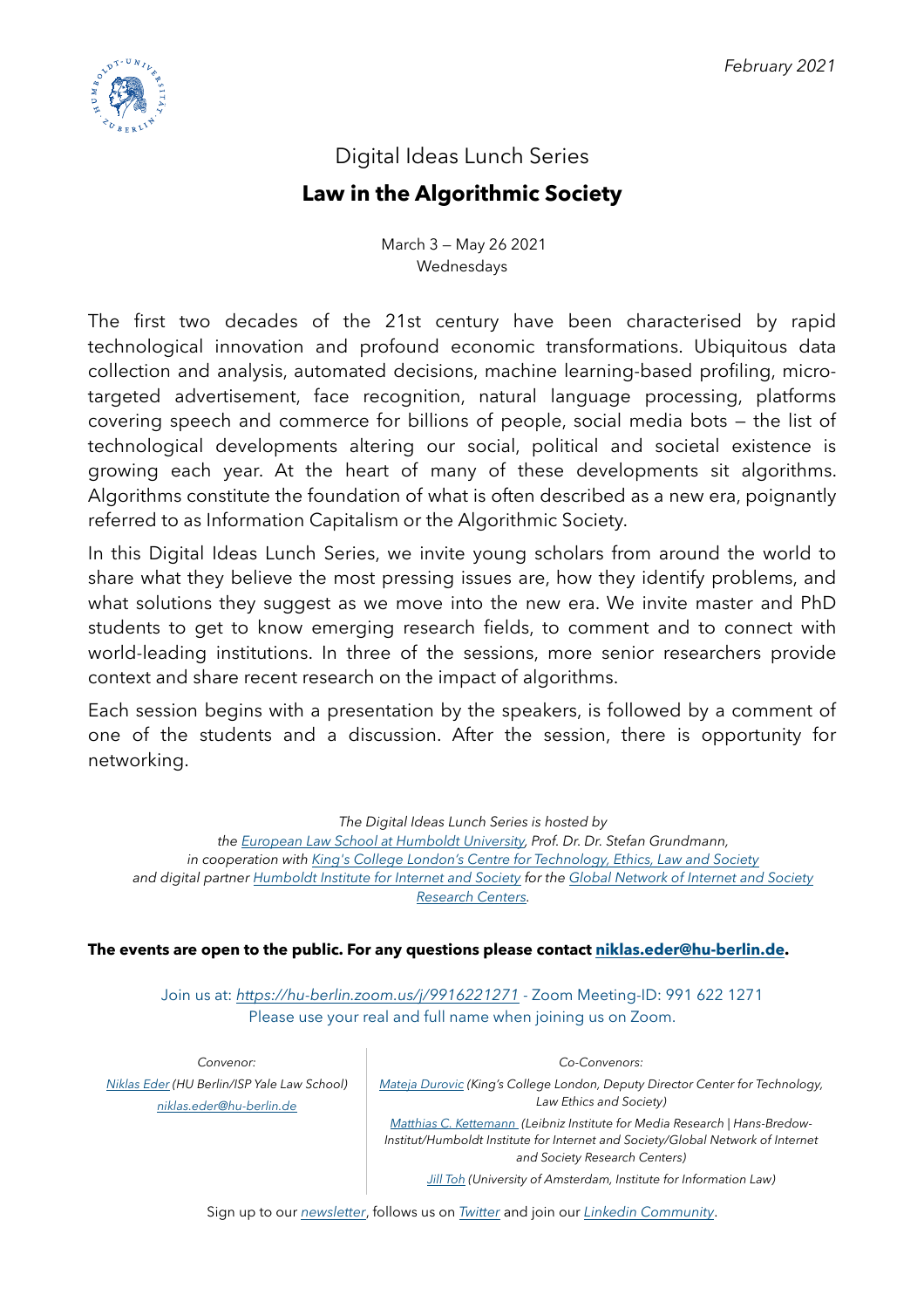*February 2021*

# Digital Ideas Lunch Series

## **Law in the Algorithmic Society**

March 3 — May 26 2021
Wednesdays

The first two decades of the 21st century have been characterised by rapid technological innovation and profound economic transformations. Ubiquitous data collection and analysis, automated decisions, machine learning-based profiling, micro-targeted advertisement, face recognition, natural language processing, platforms covering speech and commerce for billions of people, social media bots — the list of technological developments altering our social, political and societal existence is growing each year. At the heart of many of these developments sit algorithms. Algorithms constitute the foundation of what is often described as a new era, poignantly referred to as Information Capitalism or the Algorithmic Society.

In this Digital Ideas Lunch Series, we invite young scholars from around the world to share what they believe the most pressing issues are, how they identify problems, and what solutions they suggest as we move into the new era. We invite master and PhD students to get to know emerging research fields, to comment and to connect with world-leading institutions. In three of the sessions, more senior researchers provide context and share recent research on the impact of algorithms.

Each session begins with a presentation by the speakers, is followed by a comment of one of the students and a discussion. After the session, there is opportunity for networking.

*The Digital Ideas Lunch Series is hosted by the European Law School at Humboldt University, Prof. Dr. Dr. Stefan Grundmann, in cooperation with King's College London's Centre for Technology, Ethics, Law and Society and digital partner Humboldt Institute for Internet and Society for the Global Network of Internet and Society Research Centers.*

**The events are open to the public. For any questions please contact niklas.eder@hu-berlin.de.**

Join us at: *https://hu-berlin.zoom.us/j/9916221271* - Zoom Meeting-ID: 991 622 1271
Please use your real and full name when joining us on Zoom.

*Convenor:*

*Niklas Eder (HU Berlin/ISP Yale Law School)*
*niklas.eder@hu-berlin.de*

*Co-Convenors:*

*Mateja Durovic (King's College London, Deputy Director Center for Technology, Law Ethics and Society)*

*Matthias C. Kettemann (Leibniz Institute for Media Research | Hans-Bredow-Institut/Humboldt Institute for Internet and Society/Global Network of Internet and Society Research Centers)*

*Jill Toh (University of Amsterdam, Institute for Information Law)*

Sign up to our *newsletter*, follows us on *Twitter* and join our *Linkedin Community*.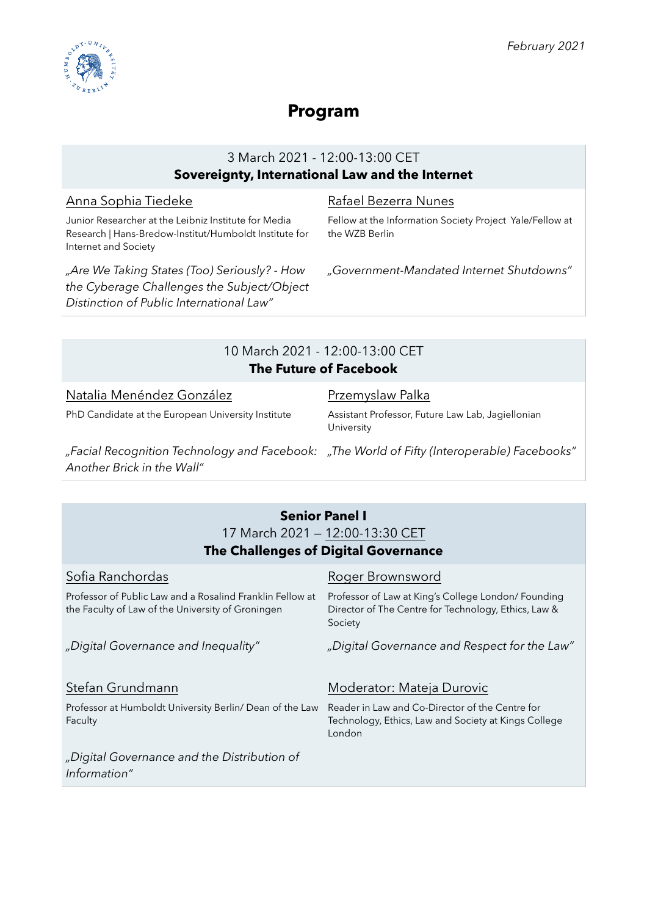*February 2021*

# Program

## 3 March 2021 - 12:00-13:00 CET
### Sovereignty, International Law and the Internet

**Anna Sophia Tiedeke**

Junior Researcher at the Leibniz Institute for Media Research | Hans-Bredow-Institut/Humboldt Institute for Internet and Society

*„Are We Taking States (Too) Seriously? - How the Cyberage Challenges the Subject/Object Distinction of Public International Law"*

**Rafael Bezerra Nunes**

Fellow at the Information Society Project Yale/Fellow at the WZB Berlin

*„Government-Mandated Internet Shutdowns"*

## 10 March 2021 - 12:00-13:00 CET
### The Future of Facebook

**Natalia Menéndez González**

PhD Candidate at the European University Institute

*„Facial Recognition Technology and Facebook: Another Brick in the Wall"*

**Przemyslaw Palka**

Assistant Professor, Future Law Lab, Jagiellonian University

*„The World of Fifty (Interoperable) Facebooks"*

## Senior Panel I
## 17 March 2021 – 12:00-13:30 CET
### The Challenges of Digital Governance

**Sofia Ranchordas**

Professor of Public Law and a Rosalind Franklin Fellow at the Faculty of Law of the University of Groningen

*„Digital Governance and Inequality"*

**Roger Brownsword**

Professor of Law at King's College London/ Founding Director of The Centre for Technology, Ethics, Law & Society

*„Digital Governance and Respect for the Law"*

**Stefan Grundmann**

Professor at Humboldt University Berlin/ Dean of the Law Faculty

*„Digital Governance and the Distribution of Information"*

**Moderator: Mateja Durovic**

Reader in Law and Co-Director of the Centre for Technology, Ethics, Law and Society at Kings College London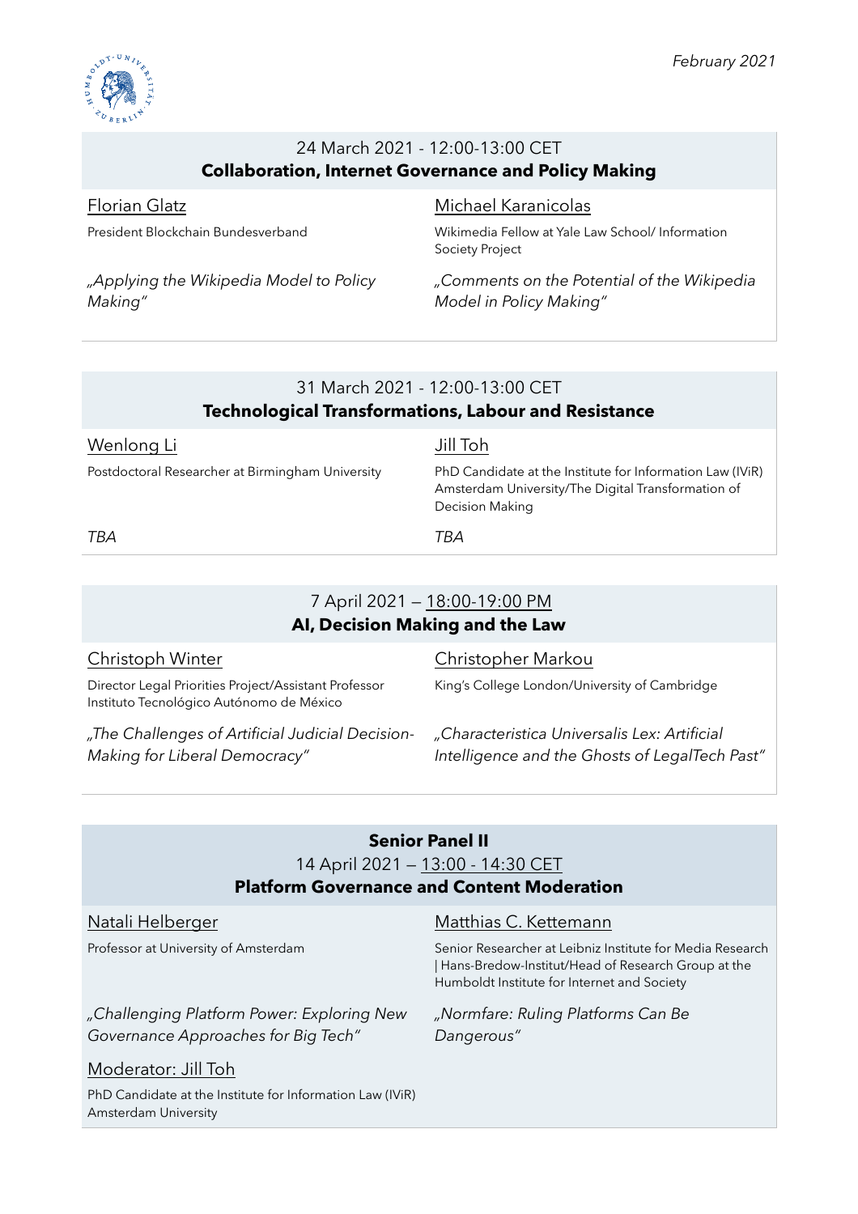*February 2021*

## 24 March 2021 - 12:00-13:00 CET
### Collaboration, Internet Governance and Policy Making

Florian Glatz

President Blockchain Bundesverband

*„Applying the Wikipedia Model to Policy Making"*

Michael Karanicolas

Wikimedia Fellow at Yale Law School/ Information Society Project

*„Comments on the Potential of the Wikipedia Model in Policy Making"*

## 31 March 2021 - 12:00-13:00 CET
### Technological Transformations, Labour and Resistance

Wenlong Li

Postdoctoral Researcher at Birmingham University

*TBA*

Jill Toh

PhD Candidate at the Institute for Information Law (IViR) Amsterdam University/The Digital Transformation of Decision Making

*TBA*

## 7 April 2021 – 18:00-19:00 PM
### AI, Decision Making and the Law

Christoph Winter

Director Legal Priorities Project/Assistant Professor Instituto Tecnológico Autónomo de México

*„The Challenges of Artificial Judicial Decision-Making for Liberal Democracy"*

Christopher Markou

King's College London/University of Cambridge

*„Characteristica Universalis Lex: Artificial Intelligence and the Ghosts of LegalTech Past"*

## Senior Panel II
## 14 April 2021 – 13:00 - 14:30 CET
### Platform Governance and Content Moderation

Natali Helberger

Professor at University of Amsterdam

*„Challenging Platform Power: Exploring New Governance Approaches for Big Tech"*

Matthias C. Kettemann

Senior Researcher at Leibniz Institute for Media Research | Hans-Bredow-Institut/Head of Research Group at the Humboldt Institute for Internet and Society

*„Normfare: Ruling Platforms Can Be Dangerous"*

Moderator: Jill Toh

PhD Candidate at the Institute for Information Law (IViR) Amsterdam University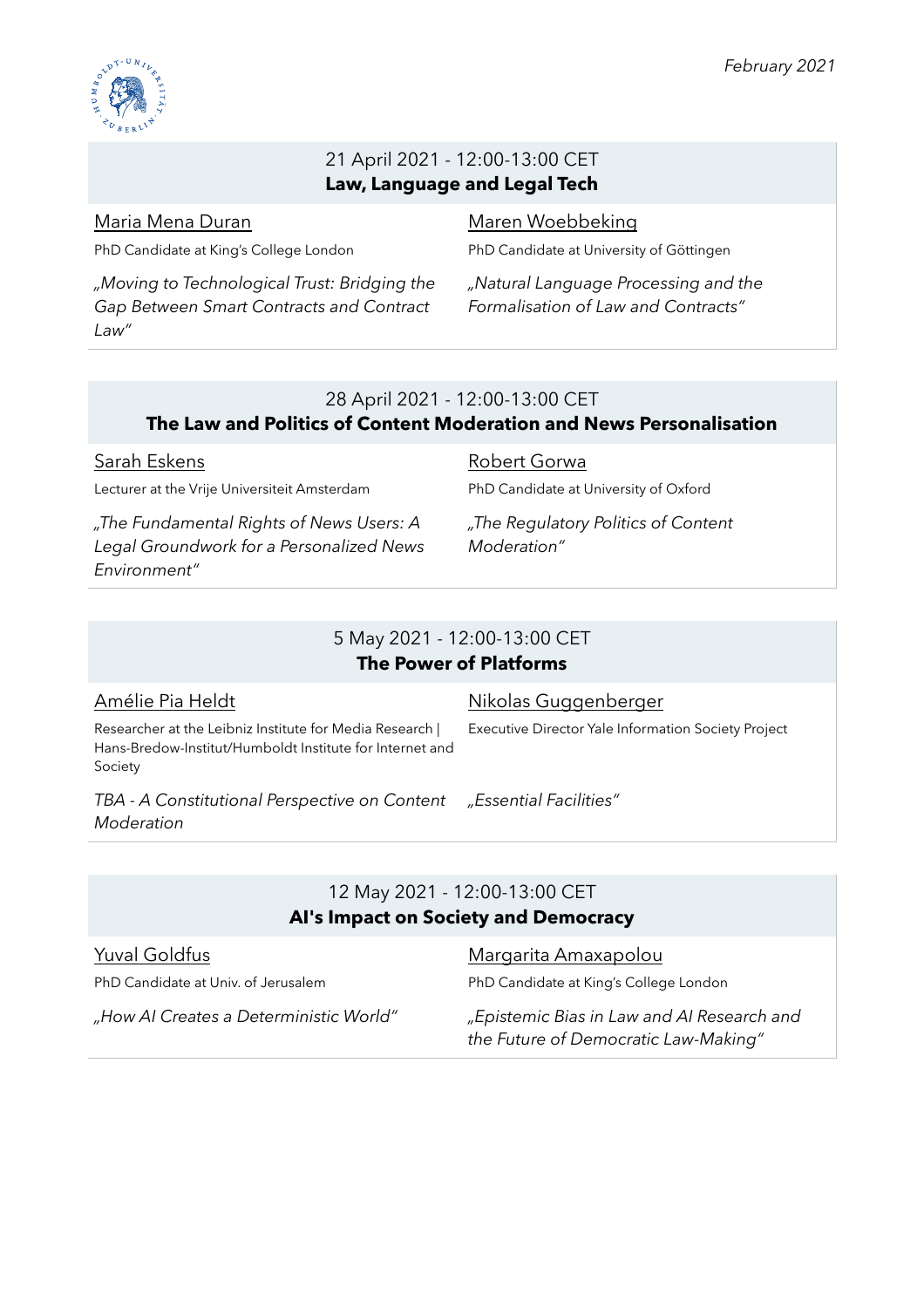*February 2021*

## 21 April 2021 - 12:00-13:00 CET
**Law, Language and Legal Tech**

Maria Mena Duran

PhD Candidate at King's College London

*„Moving to Technological Trust: Bridging the Gap Between Smart Contracts and Contract Law"*

Maren Woebbeking

PhD Candidate at University of Göttingen

*„Natural Language Processing and the Formalisation of Law and Contracts"*

## 28 April 2021 - 12:00-13:00 CET
**The Law and Politics of Content Moderation and News Personalisation**

Sarah Eskens

Lecturer at the Vrije Universiteit Amsterdam

*„The Fundamental Rights of News Users: A Legal Groundwork for a Personalized News Environment"*

Robert Gorwa

PhD Candidate at University of Oxford

*„The Regulatory Politics of Content Moderation"*

## 5 May 2021 - 12:00-13:00 CET
**The Power of Platforms**

Amélie Pia Heldt

Researcher at the Leibniz Institute for Media Research | Hans-Bredow-Institut/Humboldt Institute for Internet and Society

*TBA - A Constitutional Perspective on Content Moderation*

Nikolas Guggenberger

Executive Director Yale Information Society Project

*„Essential Facilities"*

## 12 May 2021 - 12:00-13:00 CET
**AI's Impact on Society and Democracy**

Yuval Goldfus

PhD Candidate at Univ. of Jerusalem

*„How AI Creates a Deterministic World"*

Margarita Amaxapolou

PhD Candidate at King's College London

*„Epistemic Bias in Law and AI Research and the Future of Democratic Law-Making"*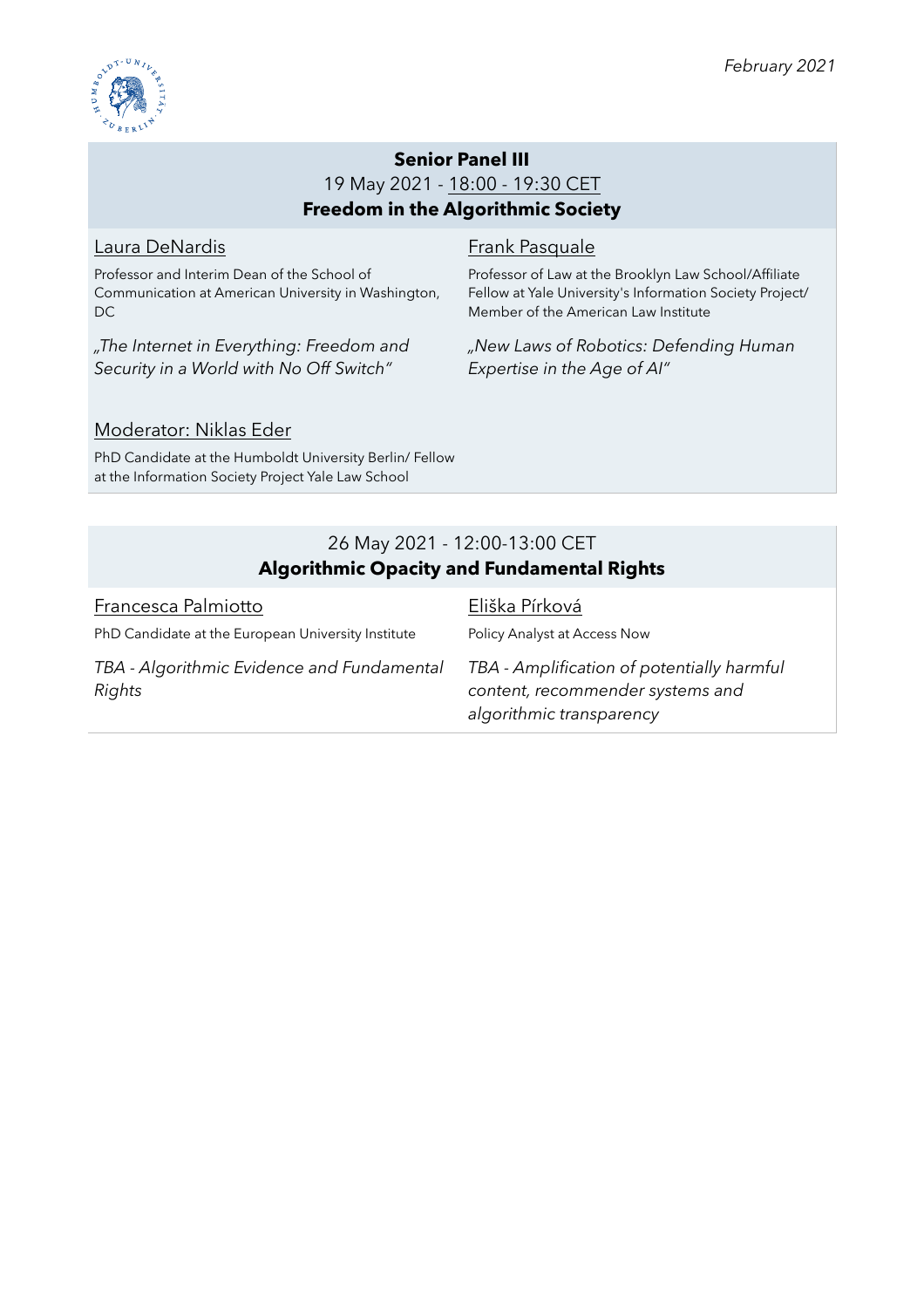February 2021

## Senior Panel III

19 May 2021 - 18:00 - 19:30 CET

### Freedom in the Algorithmic Society

**Laura DeNardis**

Professor and Interim Dean of the School of Communication at American University in Washington, DC

*„The Internet in Everything: Freedom and Security in a World with No Off Switch"*

**Frank Pasquale**

Professor of Law at the Brooklyn Law School/Affiliate Fellow at Yale University's Information Society Project/ Member of the American Law Institute

*„New Laws of Robotics: Defending Human Expertise in the Age of AI"*

**Moderator: Niklas Eder**

PhD Candidate at the Humboldt University Berlin/ Fellow at the Information Society Project Yale Law School

---

26 May 2021 - 12:00-13:00 CET

### Algorithmic Opacity and Fundamental Rights

**Francesca Palmiotto**

PhD Candidate at the European University Institute

*TBA - Algorithmic Evidence and Fundamental Rights*

**Eliška Pírková**

Policy Analyst at Access Now

*TBA - Amplification of potentially harmful content, recommender systems and algorithmic transparency*